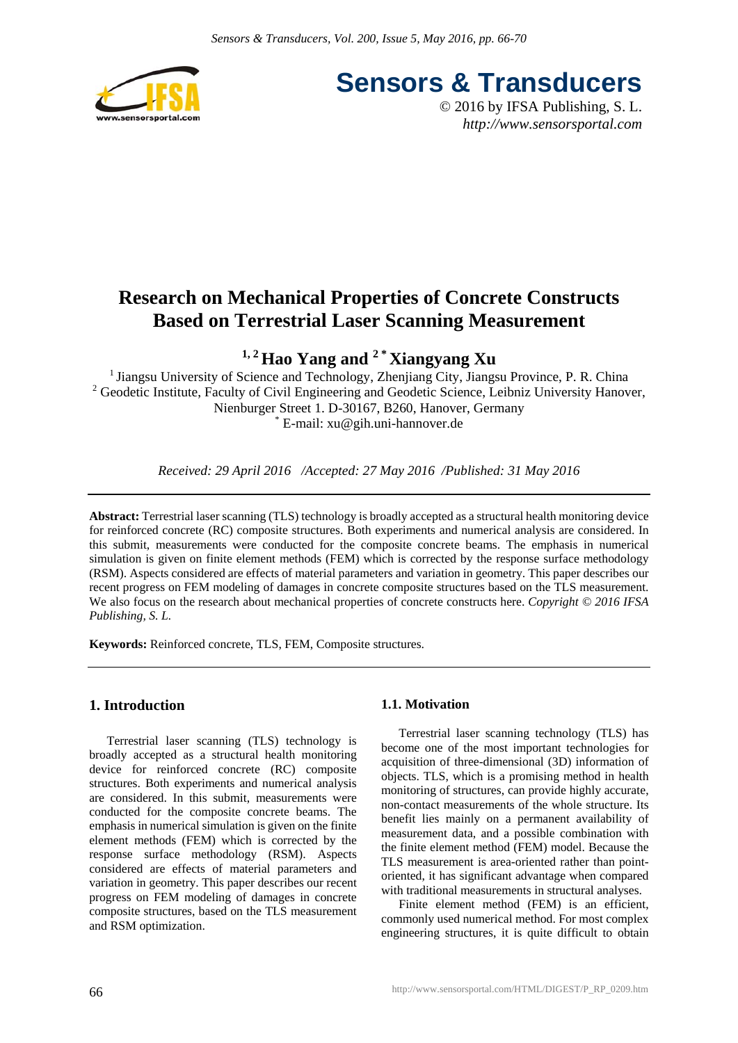# Research on Mechanical Properties of Concrete Constructs Based on Terrestrial Laser Scanning Measurement

**[1, 2] Hao Yang and [2 *] Xiangyang Xu**

[1] Jiangsu University of Science and Technology, Zhenjiang City, Jiangsu Province, P. R. China
[2] Geodetic Institute, Faculty of Civil Engineering and Geodetic Science, Leibniz University Hanover, Nienburger Street 1. D-30167, B260, Hanover, Germany
[*] E-mail: xu@gih.uni-hannover.de

*Received: 29 April 2016 /Accepted: 27 May 2016 /Published: 31 May 2016*

**Abstract:** Terrestrial laser scanning (TLS) technology is broadly accepted as a structural health monitoring device for reinforced concrete (RC) composite structures. Both experiments and numerical analysis are considered. In this submit, measurements were conducted for the composite concrete beams. The emphasis in numerical simulation is given on finite element methods (FEM) which is corrected by the response surface methodology (RSM). Aspects considered are effects of material parameters and variation in geometry. This paper describes our recent progress on FEM modeling of damages in concrete composite structures based on the TLS measurement. We also focus on the research about mechanical properties of concrete constructs here. *Copyright © 2016 IFSA Publishing, S. L.*

**Keywords:** Reinforced concrete, TLS, FEM, Composite structures.

## 1. Introduction

Terrestrial laser scanning (TLS) technology is broadly accepted as a structural health monitoring device for reinforced concrete (RC) composite structures. Both experiments and numerical analysis are considered. In this submit, measurements were conducted for the composite concrete beams. The emphasis in numerical simulation is given on the finite element methods (FEM) which is corrected by the response surface methodology (RSM). Aspects considered are effects of material parameters and variation in geometry. This paper describes our recent progress on FEM modeling of damages in concrete composite structures, based on the TLS measurement and RSM optimization.

### 1.1. Motivation

Terrestrial laser scanning technology (TLS) has become one of the most important technologies for acquisition of three-dimensional (3D) information of objects. TLS, which is a promising method in health monitoring of structures, can provide highly accurate, non-contact measurements of the whole structure. Its benefit lies mainly on a permanent availability of measurement data, and a possible combination with the finite element method (FEM) model. Because the TLS measurement is area-oriented rather than point-oriented, it has significant advantage when compared with traditional measurements in structural analyses.

Finite element method (FEM) is an efficient, commonly used numerical method. For most complex engineering structures, it is quite difficult to obtain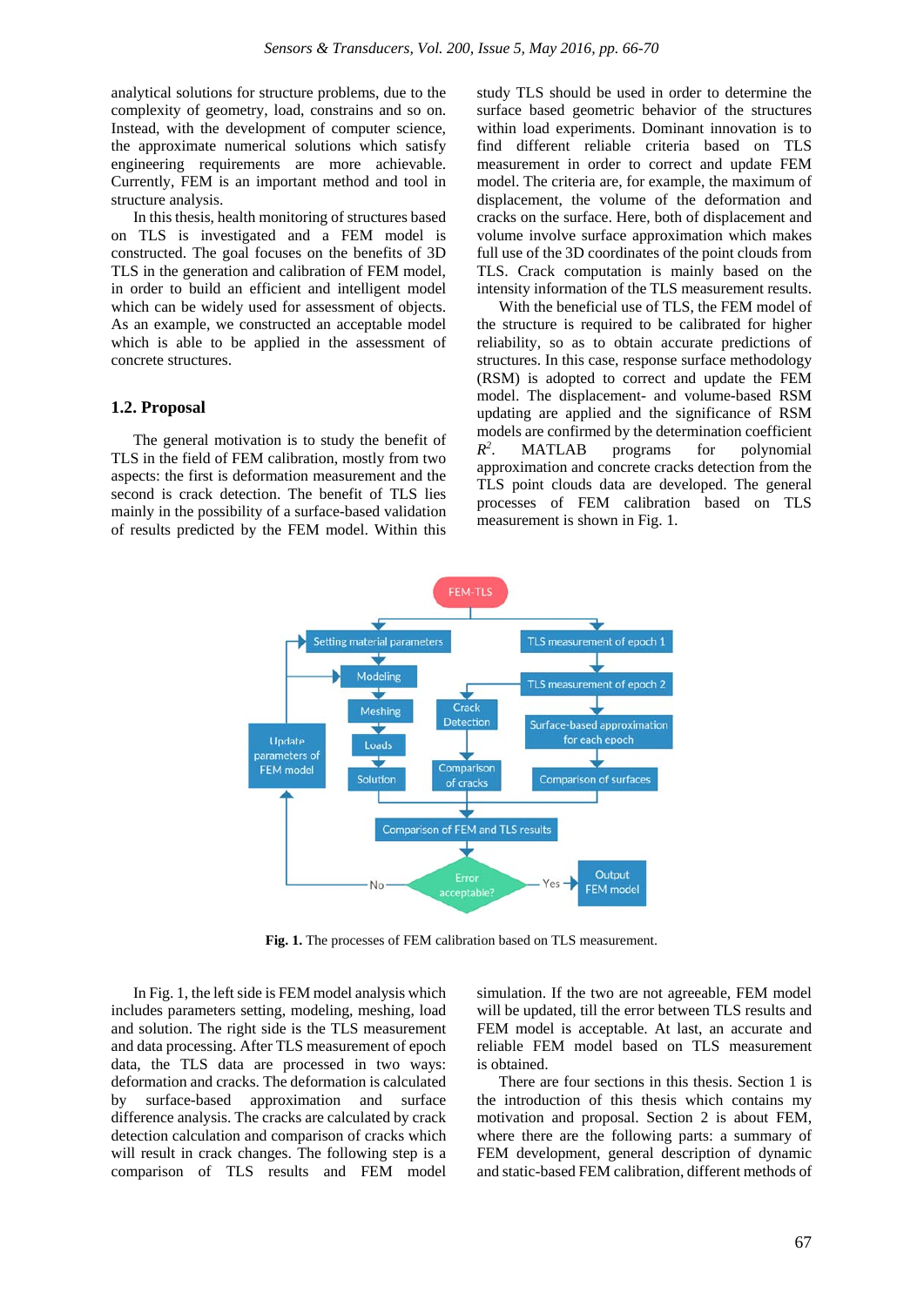analytical solutions for structure problems, due to the complexity of geometry, load, constrains and so on. Instead, with the development of computer science, the approximate numerical solutions which satisfy engineering requirements are more achievable. Currently, FEM is an important method and tool in structure analysis.

In this thesis, health monitoring of structures based on TLS is investigated and a FEM model is constructed. The goal focuses on the benefits of 3D TLS in the generation and calibration of FEM model, in order to build an efficient and intelligent model which can be widely used for assessment of objects. As an example, we constructed an acceptable model which is able to be applied in the assessment of concrete structures.

## 1.2. Proposal

The general motivation is to study the benefit of TLS in the field of FEM calibration, mostly from two aspects: the first is deformation measurement and the second is crack detection. The benefit of TLS lies mainly in the possibility of a surface-based validation of results predicted by the FEM model. Within this study TLS should be used in order to determine the surface based geometric behavior of the structures within load experiments. Dominant innovation is to find different reliable criteria based on TLS measurement in order to correct and update FEM model. The criteria are, for example, the maximum of displacement, the volume of the deformation and cracks on the surface. Here, both of displacement and volume involve surface approximation which makes full use of the 3D coordinates of the point clouds from TLS. Crack computation is mainly based on the intensity information of the TLS measurement results.

With the beneficial use of TLS, the FEM model of the structure is required to be calibrated for higher reliability, so as to obtain accurate predictions of structures. In this case, response surface methodology (RSM) is adopted to correct and update the FEM model. The displacement- and volume-based RSM updating are applied and the significance of RSM models are confirmed by the determination coefficient $R^2$. MATLAB programs for polynomial approximation and concrete cracks detection from the TLS point clouds data are developed. The general processes of FEM calibration based on TLS measurement is shown in Fig. 1.

FEM-TLS

Setting material parameters → Modeling → Meshing → Loads → Solution

TLS measurement of epoch 1 → TLS measurement of epoch 2 → Surface-based approximation for each epoch → Comparison of surfaces

Crack Detection → Comparison of cracks

Comparison of FEM and TLS results → Error acceptable? — Yes → Output FEM model; — No → Update parameters of FEM model

**Fig. 1.** The processes of FEM calibration based on TLS measurement.

In Fig. 1, the left side is FEM model analysis which includes parameters setting, modeling, meshing, load and solution. The right side is the TLS measurement and data processing. After TLS measurement of epoch data, the TLS data are processed in two ways: deformation and cracks. The deformation is calculated by surface-based approximation and surface difference analysis. The cracks are calculated by crack detection calculation and comparison of cracks which will result in crack changes. The following step is a comparison of TLS results and FEM model simulation. If the two are not agreeable, FEM model will be updated, till the error between TLS results and FEM model is acceptable. At last, an accurate and reliable FEM model based on TLS measurement is obtained.

There are four sections in this thesis. Section 1 is the introduction of this thesis which contains my motivation and proposal. Section 2 is about FEM, where there are the following parts: a summary of FEM development, general description of dynamic and static-based FEM calibration, different methods of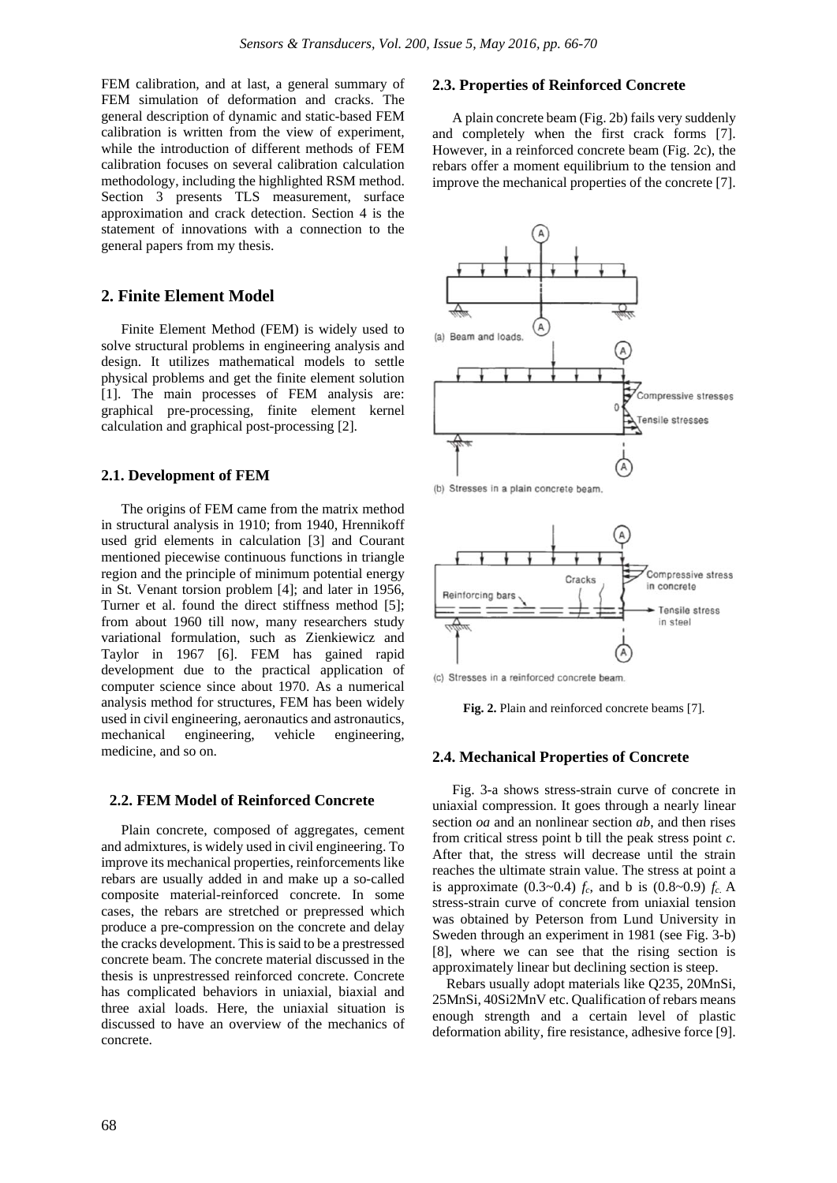FEM calibration, and at last, a general summary of FEM simulation of deformation and cracks. The general description of dynamic and static-based FEM calibration is written from the view of experiment, while the introduction of different methods of FEM calibration focuses on several calibration calculation methodology, including the highlighted RSM method. Section 3 presents TLS measurement, surface approximation and crack detection. Section 4 is the statement of innovations with a connection to the general papers from my thesis.

## 2. Finite Element Model

Finite Element Method (FEM) is widely used to solve structural problems in engineering analysis and design. It utilizes mathematical models to settle physical problems and get the finite element solution [1]. The main processes of FEM analysis are: graphical pre-processing, finite element kernel calculation and graphical post-processing [2].

### 2.1. Development of FEM

The origins of FEM came from the matrix method in structural analysis in 1910; from 1940, Hrennikoff used grid elements in calculation [3] and Courant mentioned piecewise continuous functions in triangle region and the principle of minimum potential energy in St. Venant torsion problem [4]; and later in 1956, Turner et al. found the direct stiffness method [5]; from about 1960 till now, many researchers study variational formulation, such as Zienkiewicz and Taylor in 1967 [6]. FEM has gained rapid development due to the practical application of computer science since about 1970. As a numerical analysis method for structures, FEM has been widely used in civil engineering, aeronautics and astronautics, mechanical engineering, vehicle engineering, medicine, and so on.

### 2.2. FEM Model of Reinforced Concrete

Plain concrete, composed of aggregates, cement and admixtures, is widely used in civil engineering. To improve its mechanical properties, reinforcements like rebars are usually added in and make up a so-called composite material-reinforced concrete. In some cases, the rebars are stretched or prepressed which produce a pre-compression on the concrete and delay the cracks development. This is said to be a prestressed concrete beam. The concrete material discussed in the thesis is unprestressed reinforced concrete. Concrete has complicated behaviors in uniaxial, biaxial and three axial loads. Here, the uniaxial situation is discussed to have an overview of the mechanics of concrete.

### 2.3. Properties of Reinforced Concrete

A plain concrete beam (Fig. 2b) fails very suddenly and completely when the first crack forms [7]. However, in a reinforced concrete beam (Fig. 2c), the rebars offer a moment equilibrium to the tension and improve the mechanical properties of the concrete [7].

**Fig. 2.** Plain and reinforced concrete beams [7].

### 2.4. Mechanical Properties of Concrete

Fig. 3-a shows stress-strain curve of concrete in uniaxial compression. It goes through a nearly linear section *oa* and an nonlinear section *ab*, and then rises from critical stress point b till the peak stress point *c*. After that, the stress will decrease until the strain reaches the ultimate strain value. The stress at point a is approximate (0.3~0.4) $f_c$, and b is (0.8~0.9) $f_c$. A stress-strain curve of concrete from uniaxial tension was obtained by Peterson from Lund University in Sweden through an experiment in 1981 (see Fig. 3-b) [8], where we can see that the rising section is approximately linear but declining section is steep.

Rebars usually adopt materials like Q235, 20MnSi, 25MnSi, 40Si2MnV etc. Qualification of rebars means enough strength and a certain level of plastic deformation ability, fire resistance, adhesive force [9].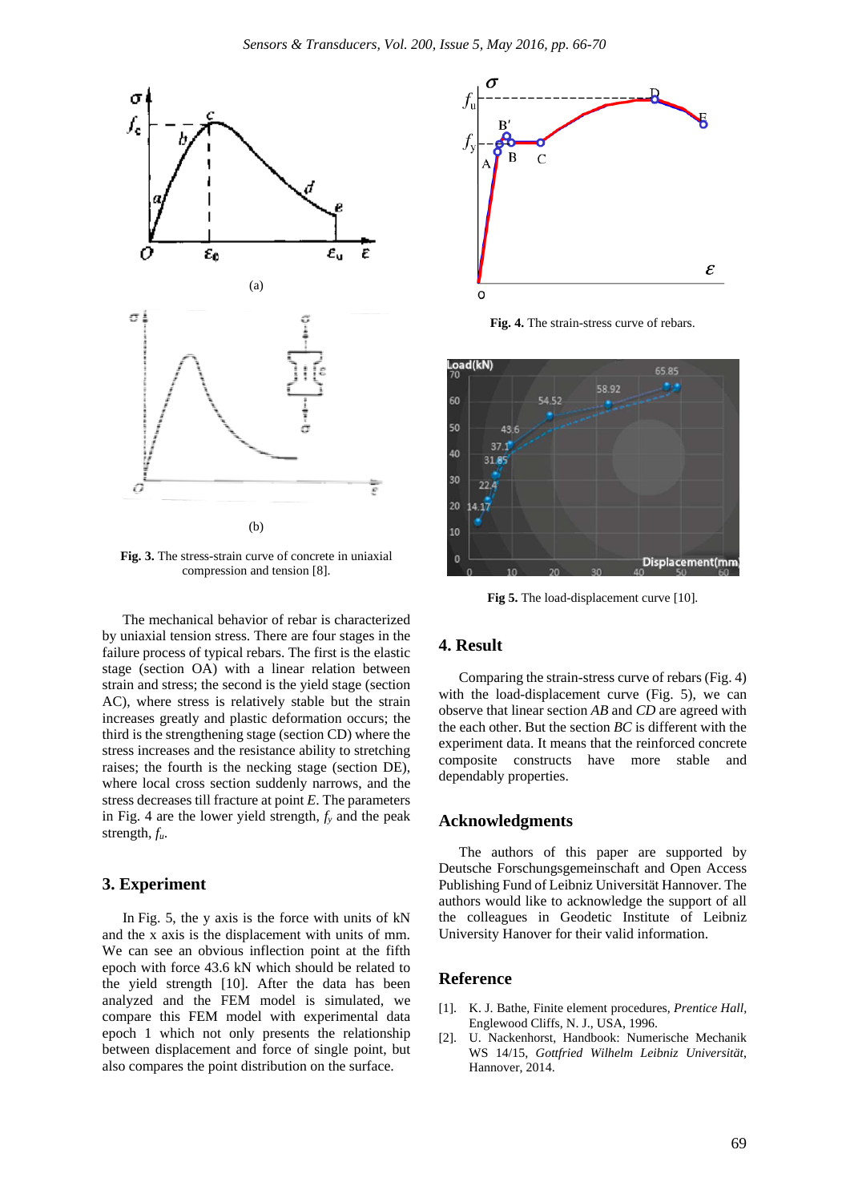(a)

(b)

**Fig. 3.** The stress-strain curve of concrete in uniaxial compression and tension [8].

The mechanical behavior of rebar is characterized by uniaxial tension stress. There are four stages in the failure process of typical rebars. The first is the elastic stage (section OA) with a linear relation between strain and stress; the second is the yield stage (section AC), where stress is relatively stable but the strain increases greatly and plastic deformation occurs; the third is the strengthening stage (section CD) where the stress increases and the resistance ability to stretching raises; the fourth is the necking stage (section DE), where local cross section suddenly narrows, and the stress decreases till fracture at point *E*. The parameters in Fig. 4 are the lower yield strength, $f_y$ and the peak strength, $f_u$.

## 3. Experiment

In Fig. 5, the y axis is the force with units of kN and the x axis is the displacement with units of mm. We can see an obvious inflection point at the fifth epoch with force 43.6 kN which should be related to the yield strength [10]. After the data has been analyzed and the FEM model is simulated, we compare this FEM model with experimental data epoch 1 which not only presents the relationship between displacement and force of single point, but also compares the point distribution on the surface.

**Fig. 4.** The strain-stress curve of rebars.

**Fig 5.** The load-displacement curve [10].

## 4. Result

Comparing the strain-stress curve of rebars (Fig. 4) with the load-displacement curve (Fig. 5), we can observe that linear section *AB* and *CD* are agreed with the each other. But the section *BC* is different with the experiment data. It means that the reinforced concrete composite constructs have more stable and dependably properties.

## Acknowledgments

The authors of this paper are supported by Deutsche Forschungsgemeinschaft and Open Access Publishing Fund of Leibniz Universität Hannover. The authors would like to acknowledge the support of all the colleagues in Geodetic Institute of Leibniz University Hanover for their valid information.

## Reference

[1]. K. J. Bathe, Finite element procedures, *Prentice Hall*, Englewood Cliffs, N. J., USA, 1996.

[2]. U. Nackenhorst, Handbook: Numerische Mechanik WS 14/15, *Gottfried Wilhelm Leibniz Universität*, Hannover, 2014.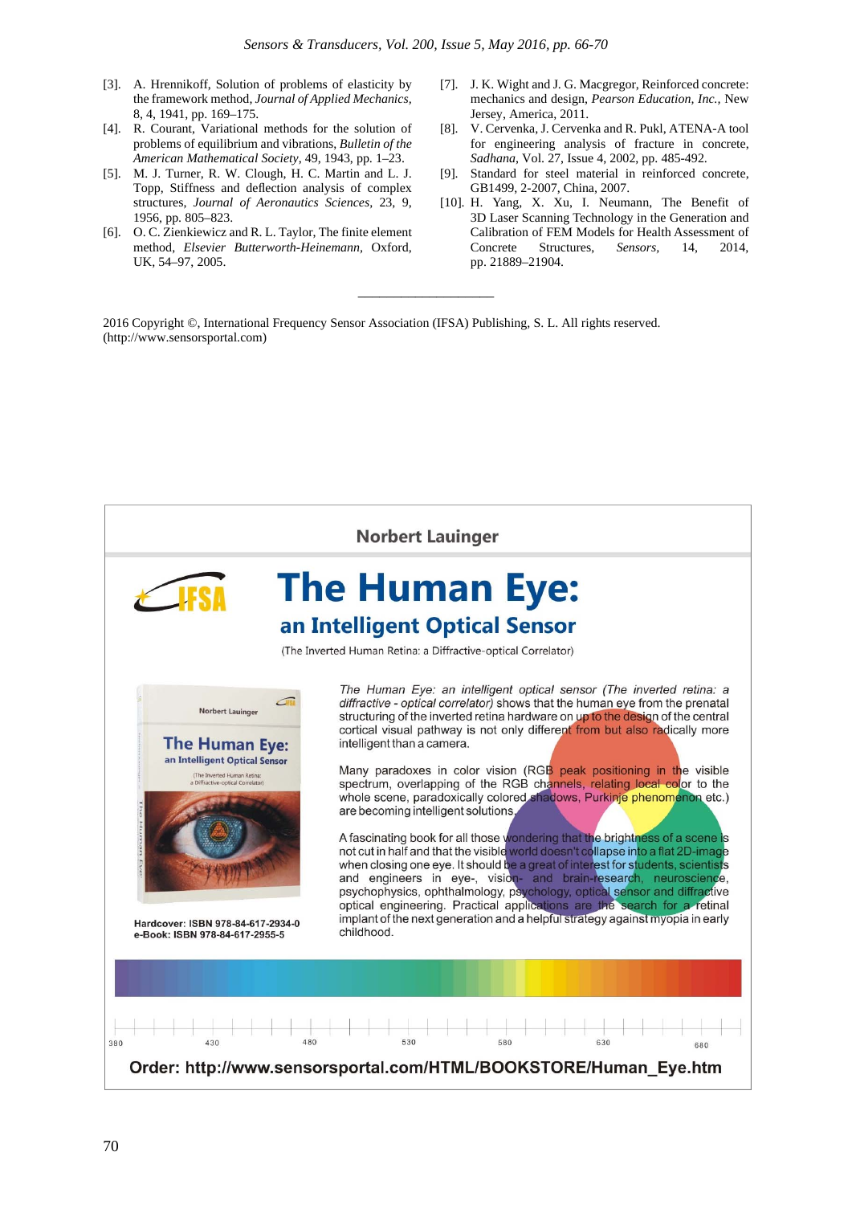[3]. A. Hrennikoff, Solution of problems of elasticity by the framework method, *Journal of Applied Mechanics*, 8, 4, 1941, pp. 169–175.

[4]. R. Courant, Variational methods for the solution of problems of equilibrium and vibrations, *Bulletin of the American Mathematical Society*, 49, 1943, pp. 1–23.

[5]. M. J. Turner, R. W. Clough, H. C. Martin and L. J. Topp, Stiffness and deflection analysis of complex structures, *Journal of Aeronautics Sciences*, 23, 9, 1956, pp. 805–823.

[6]. O. C. Zienkiewicz and R. L. Taylor, The finite element method, *Elsevier Butterworth-Heinemann*, Oxford, UK, 54–97, 2005.

[7]. J. K. Wight and J. G. Macgregor, Reinforced concrete: mechanics and design, *Pearson Education, Inc.*, New Jersey, America, 2011.

[8]. V. Cervenka, J. Cervenka and R. Pukl, ATENA-A tool for engineering analysis of fracture in concrete, *Sadhana*, Vol. 27, Issue 4, 2002, pp. 485-492.

[9]. Standard for steel material in reinforced concrete, GB1499, 2-2007, China, 2007.

[10]. H. Yang, X. Xu, I. Neumann, The Benefit of 3D Laser Scanning Technology in the Generation and Calibration of FEM Models for Health Assessment of Concrete Structures, *Sensors*, 14, 2014, pp. 21889–21904.

---

2016 Copyright ©, International Frequency Sensor Association (IFSA) Publishing, S. L. All rights reserved. (http://www.sensorsportal.com)

Norbert Lauinger

# The Human Eye:

## an Intelligent Optical Sensor

(The Inverted Human Retina: a Diffractive-optical Correlator)

*The Human Eye: an intelligent optical sensor (The inverted retina: a diffractive - optical correlator)* shows that the human eye from the prenatal structuring of the inverted retina hardware on up to the design of the central cortical visual pathway is not only different from but also radically more intelligent than a camera.

Many paradoxes in color vision (RGB peak positioning in the visible spectrum, overlapping of the RGB channels, relating local color to the whole scene, paradoxically colored shadows, Purkinje phenomenon etc.) are becoming intelligent solutions.

A fascinating book for all those wondering that the brightness of a scene is not cut in half and that the visible world doesn't collapse into a flat 2D-image when closing one eye. It should be a great of interest for students, scientists and engineers in eye-, vision- and brain-research, neuroscience, psychophysics, ophthalmology, psychology, optical sensor and diffractive optical engineering. Practical applications are the search for a retinal implant of the next generation and a helpful strategy against myopia in early childhood.

**Hardcover: ISBN 978-84-617-2934-0**
**e-Book: ISBN 978-84-617-2955-5**

380 430 480 530 580 630 680

**Order: http://www.sensorsportal.com/HTML/BOOKSTORE/Human_Eye.htm**